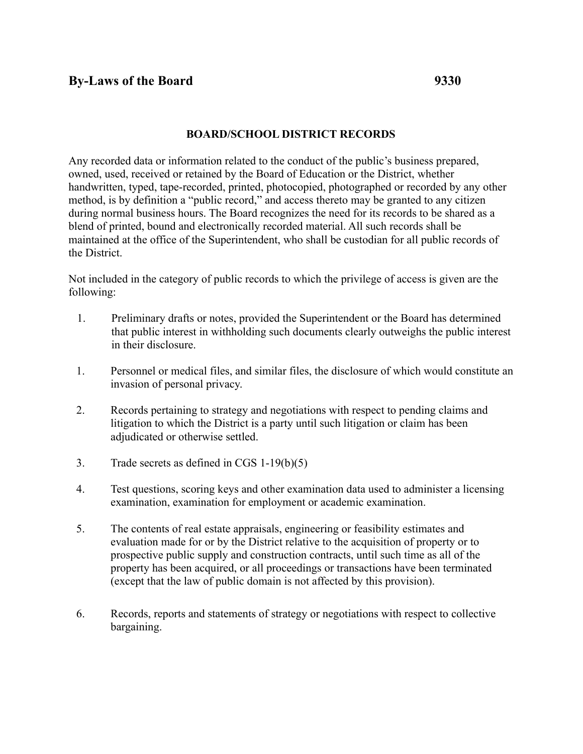# By-Laws of the Board 9330

## BOARD/SCHOOL DISTRICT RECORDS

Any recorded data or information related to the conduct of the public's business prepared, owned, used, received or retained by the Board of Education or the District, whether handwritten, typed, tape-recorded, printed, photocopied, photographed or recorded by any other method, is by definition a "public record," and access thereto may be granted to any citizen during normal business hours. The Board recognizes the need for its records to be shared as a blend of printed, bound and electronically recorded material. All such records shall be maintained at the office of the Superintendent, who shall be custodian for all public records of the District.

Not included in the category of public records to which the privilege of access is given are the following:

1. Preliminary drafts or notes, provided the Superintendent or the Board has determined that public interest in withholding such documents clearly outweighs the public interest in their disclosure.

1. Personnel or medical files, and similar files, the disclosure of which would constitute an invasion of personal privacy.

2. Records pertaining to strategy and negotiations with respect to pending claims and litigation to which the District is a party until such litigation or claim has been adjudicated or otherwise settled.

3. Trade secrets as defined in CGS 1-19(b)(5)

4. Test questions, scoring keys and other examination data used to administer a licensing examination, examination for employment or academic examination.

5. The contents of real estate appraisals, engineering or feasibility estimates and evaluation made for or by the District relative to the acquisition of property or to prospective public supply and construction contracts, until such time as all of the property has been acquired, or all proceedings or transactions have been terminated (except that the law of public domain is not affected by this provision).

6. Records, reports and statements of strategy or negotiations with respect to collective bargaining.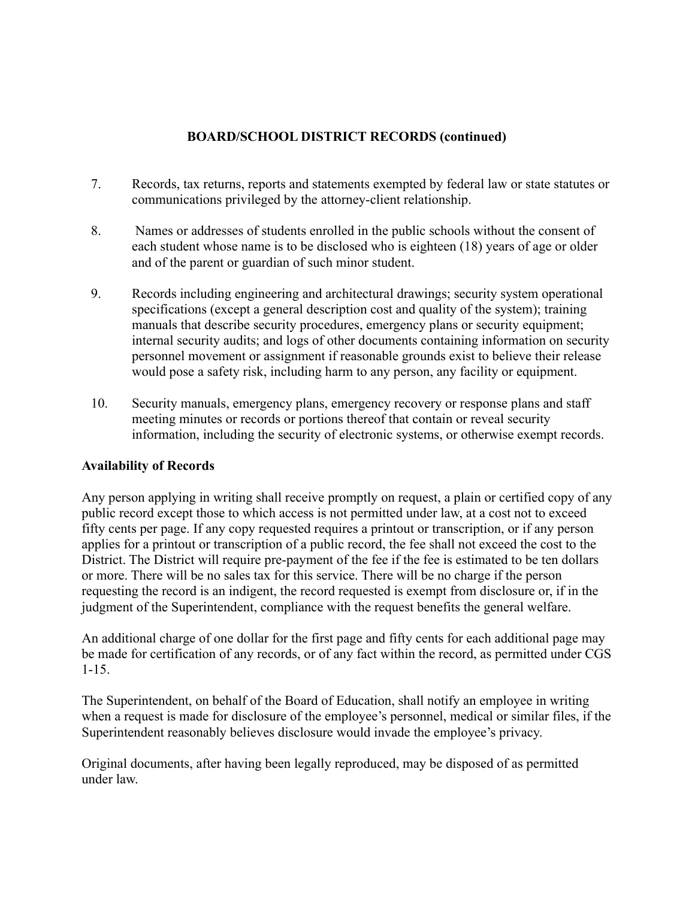**BOARD/SCHOOL DISTRICT RECORDS (continued)**

7. Records, tax returns, reports and statements exempted by federal law or state statutes or communications privileged by the attorney-client relationship.

8. Names or addresses of students enrolled in the public schools without the consent of each student whose name is to be disclosed who is eighteen (18) years of age or older and of the parent or guardian of such minor student.

9. Records including engineering and architectural drawings; security system operational specifications (except a general description cost and quality of the system); training manuals that describe security procedures, emergency plans or security equipment; internal security audits; and logs of other documents containing information on security personnel movement or assignment if reasonable grounds exist to believe their release would pose a safety risk, including harm to any person, any facility or equipment.

10. Security manuals, emergency plans, emergency recovery or response plans and staff meeting minutes or records or portions thereof that contain or reveal security information, including the security of electronic systems, or otherwise exempt records.

**Availability of Records**

Any person applying in writing shall receive promptly on request, a plain or certified copy of any public record except those to which access is not permitted under law, at a cost not to exceed fifty cents per page. If any copy requested requires a printout or transcription, or if any person applies for a printout or transcription of a public record, the fee shall not exceed the cost to the District. The District will require pre-payment of the fee if the fee is estimated to be ten dollars or more. There will be no sales tax for this service. There will be no charge if the person requesting the record is an indigent, the record requested is exempt from disclosure or, if in the judgment of the Superintendent, compliance with the request benefits the general welfare.

An additional charge of one dollar for the first page and fifty cents for each additional page may be made for certification of any records, or of any fact within the record, as permitted under CGS 1-15.

The Superintendent, on behalf of the Board of Education, shall notify an employee in writing when a request is made for disclosure of the employee's personnel, medical or similar files, if the Superintendent reasonably believes disclosure would invade the employee's privacy.

Original documents, after having been legally reproduced, may be disposed of as permitted under law.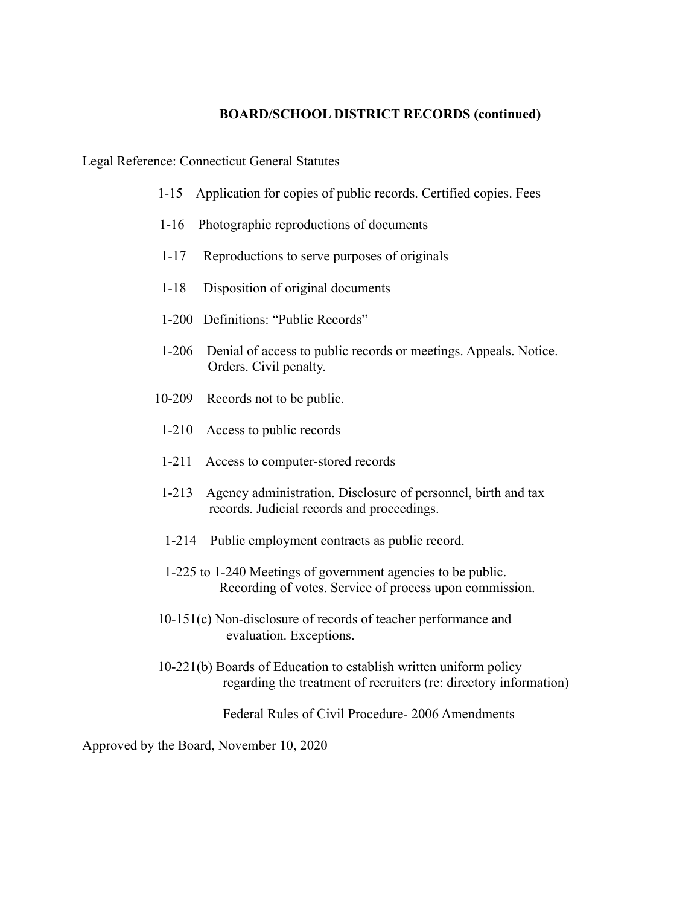**BOARD/SCHOOL DISTRICT RECORDS (continued)**

Legal Reference: Connecticut General Statutes

1-15 Application for copies of public records. Certified copies. Fees

1-16 Photographic reproductions of documents

1-17 Reproductions to serve purposes of originals

1-18 Disposition of original documents

1-200 Definitions: "Public Records"

1-206 Denial of access to public records or meetings. Appeals. Notice. Orders. Civil penalty.

10-209 Records not to be public.

1-210 Access to public records

1-211 Access to computer-stored records

1-213 Agency administration. Disclosure of personnel, birth and tax records. Judicial records and proceedings.

1-214 Public employment contracts as public record.

1-225 to 1-240 Meetings of government agencies to be public. Recording of votes. Service of process upon commission.

10-151(c) Non-disclosure of records of teacher performance and evaluation. Exceptions.

10-221(b) Boards of Education to establish written uniform policy regarding the treatment of recruiters (re: directory information)

Federal Rules of Civil Procedure- 2006 Amendments

Approved by the Board, November 10, 2020